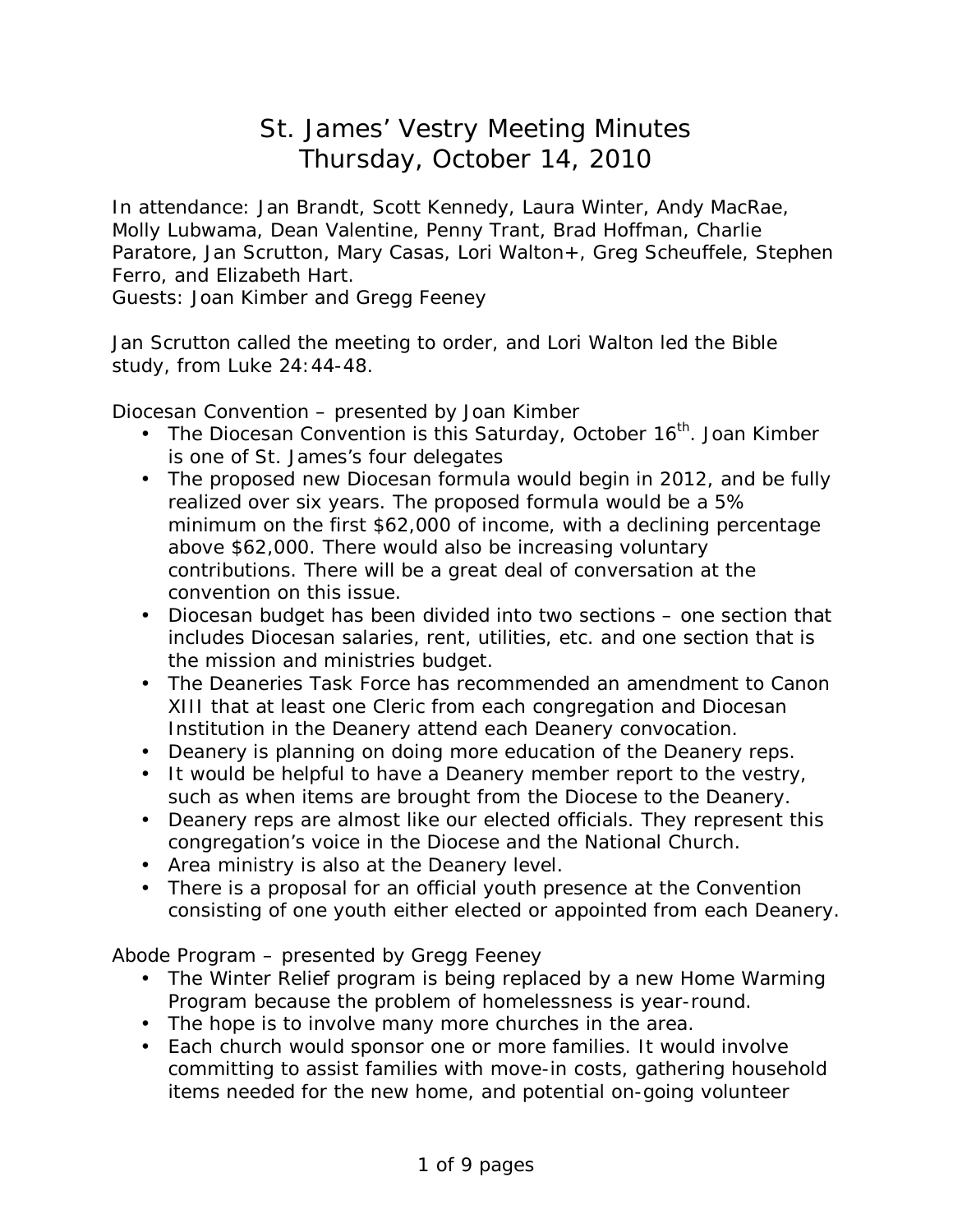# St. James' Vestry Meeting Minutes
# Thursday, October 14, 2010

In attendance: Jan Brandt, Scott Kennedy, Laura Winter, Andy MacRae, Molly Lubwama, Dean Valentine, Penny Trant, Brad Hoffman, Charlie Paratore, Jan Scrutton, Mary Casas, Lori Walton+, Greg Scheuffele, Stephen Ferro, and Elizabeth Hart.
Guests: Joan Kimber and Gregg Feeney

Jan Scrutton called the meeting to order, and Lori Walton led the Bible study, from Luke 24:44-48.

Diocesan Convention – presented by Joan Kimber

- The Diocesan Convention is this Saturday, October 16th. Joan Kimber is one of St. James's four delegates
- The proposed new Diocesan formula would begin in 2012, and be fully realized over six years. The proposed formula would be a 5% minimum on the first $62,000 of income, with a declining percentage above $62,000. There would also be increasing voluntary contributions. There will be a great deal of conversation at the convention on this issue.
- Diocesan budget has been divided into two sections – one section that includes Diocesan salaries, rent, utilities, etc. and one section that is the mission and ministries budget.
- The Deaneries Task Force has recommended an amendment to Canon XIII that at least one Cleric from each congregation and Diocesan Institution in the Deanery attend each Deanery convocation.
- Deanery is planning on doing more education of the Deanery reps.
- It would be helpful to have a Deanery member report to the vestry, such as when items are brought from the Diocese to the Deanery.
- Deanery reps are almost like our elected officials. They represent this congregation's voice in the Diocese and the National Church.
- Area ministry is also at the Deanery level.
- There is a proposal for an official youth presence at the Convention consisting of one youth either elected or appointed from each Deanery.

Abode Program – presented by Gregg Feeney

- The Winter Relief program is being replaced by a new Home Warming Program because the problem of homelessness is year-round.
- The hope is to involve many more churches in the area.
- Each church would sponsor one or more families. It would involve committing to assist families with move-in costs, gathering household items needed for the new home, and potential on-going volunteer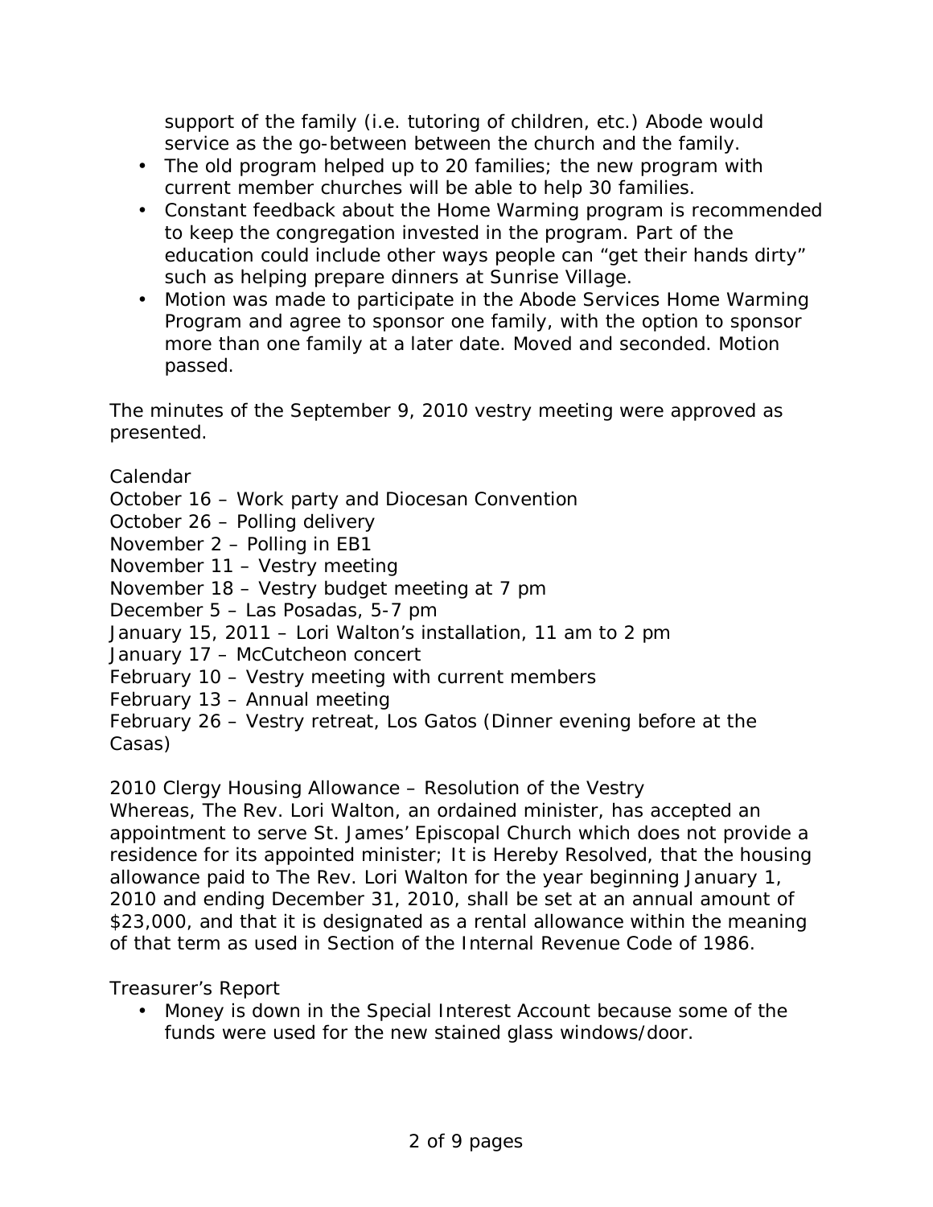support of the family (i.e. tutoring of children, etc.) Abode would service as the go-between between the church and the family.

- The old program helped up to 20 families; the new program with current member churches will be able to help 30 families.
- Constant feedback about the Home Warming program is recommended to keep the congregation invested in the program. Part of the education could include other ways people can "get their hands dirty" such as helping prepare dinners at Sunrise Village.
- Motion was made to participate in the Abode Services Home Warming Program and agree to sponsor one family, with the option to sponsor more than one family at a later date. Moved and seconded. Motion passed.

The minutes of the September 9, 2010 vestry meeting were approved as presented.

Calendar
October 16 – Work party and Diocesan Convention
October 26 – Polling delivery
November 2 – Polling in EB1
November 11 – Vestry meeting
November 18 – Vestry budget meeting at 7 pm
December 5 – Las Posadas, 5-7 pm
January 15, 2011 – Lori Walton's installation, 11 am to 2 pm
January 17 – McCutcheon concert
February 10 – Vestry meeting with current members
February 13 – Annual meeting
February 26 – Vestry retreat, Los Gatos (Dinner evening before at the Casas)

2010 Clergy Housing Allowance – Resolution of the Vestry
Whereas, The Rev. Lori Walton, an ordained minister, has accepted an appointment to serve St. James' Episcopal Church which does not provide a residence for its appointed minister; It is Hereby Resolved, that the housing allowance paid to The Rev. Lori Walton for the year beginning January 1, 2010 and ending December 31, 2010, shall be set at an annual amount of $23,000, and that it is designated as a rental allowance within the meaning of that term as used in Section of the Internal Revenue Code of 1986.

Treasurer's Report

- Money is down in the Special Interest Account because some of the funds were used for the new stained glass windows/door.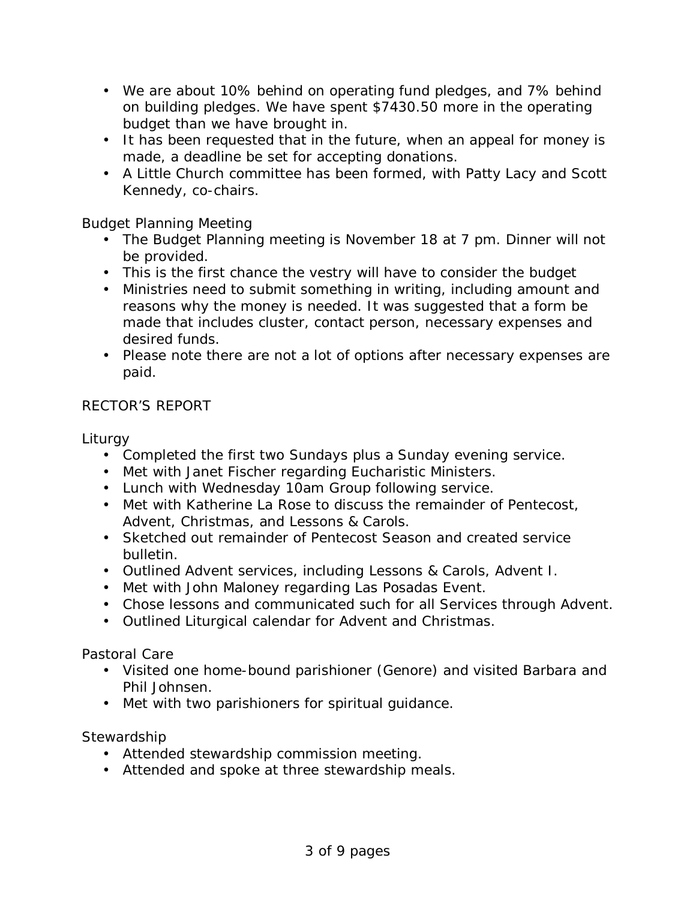- We are about 10% behind on operating fund pledges, and 7% behind on building pledges. We have spent $7430.50 more in the operating budget than we have brought in.
- It has been requested that in the future, when an appeal for money is made, a deadline be set for accepting donations.
- A Little Church committee has been formed, with Patty Lacy and Scott Kennedy, co-chairs.

Budget Planning Meeting

- The Budget Planning meeting is November 18 at 7 pm. Dinner will not be provided.
- This is the first chance the vestry will have to consider the budget
- Ministries need to submit something in writing, including amount and reasons why the money is needed. It was suggested that a form be made that includes cluster, contact person, necessary expenses and desired funds.
- Please note there are not a lot of options after necessary expenses are paid.

RECTOR'S REPORT

Liturgy

- Completed the first two Sundays plus a Sunday evening service.
- Met with Janet Fischer regarding Eucharistic Ministers.
- Lunch with Wednesday 10am Group following service.
- Met with Katherine La Rose to discuss the remainder of Pentecost, Advent, Christmas, and Lessons & Carols.
- Sketched out remainder of Pentecost Season and created service bulletin.
- Outlined Advent services, including Lessons & Carols, Advent I.
- Met with John Maloney regarding Las Posadas Event.
- Chose lessons and communicated such for all Services through Advent.
- Outlined Liturgical calendar for Advent and Christmas.

Pastoral Care

- Visited one home-bound parishioner (Genore) and visited Barbara and Phil Johnsen.
- Met with two parishioners for spiritual guidance.

Stewardship

- Attended stewardship commission meeting.
- Attended and spoke at three stewardship meals.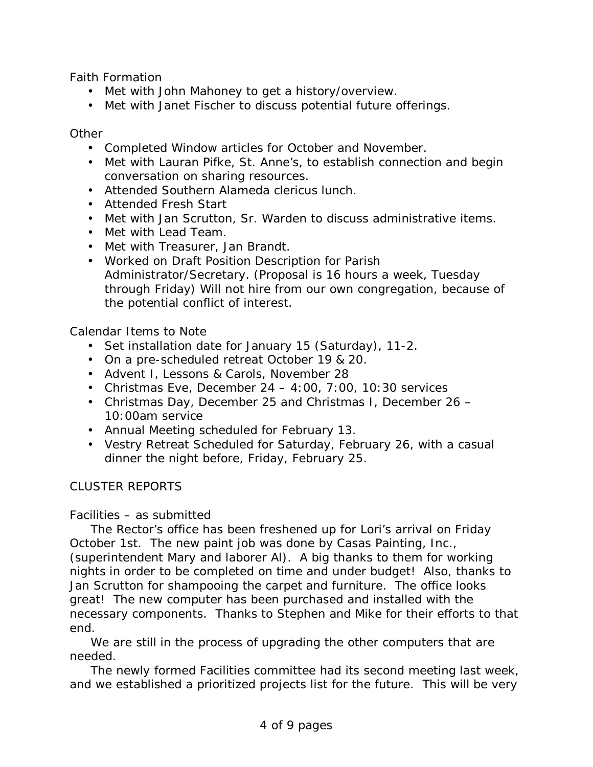Faith Formation

- Met with John Mahoney to get a history/overview.
- Met with Janet Fischer to discuss potential future offerings.

Other

- Completed Window articles for October and November.
- Met with Lauran Pifke, St. Anne's, to establish connection and begin conversation on sharing resources.
- Attended Southern Alameda clericus lunch.
- Attended Fresh Start
- Met with Jan Scrutton, Sr. Warden to discuss administrative items.
- Met with Lead Team.
- Met with Treasurer, Jan Brandt.
- Worked on Draft Position Description for Parish Administrator/Secretary. (Proposal is 16 hours a week, Tuesday through Friday) Will not hire from our own congregation, because of the potential conflict of interest.

Calendar Items to Note

- Set installation date for January 15 (Saturday), 11-2.
- On a pre-scheduled retreat October 19 & 20.
- Advent I, Lessons & Carols, November 28
- Christmas Eve, December 24 – 4:00, 7:00, 10:30 services
- Christmas Day, December 25 and Christmas I, December 26 – 10:00am service
- Annual Meeting scheduled for February 13.
- Vestry Retreat Scheduled for Saturday, February 26, with a casual dinner the night before, Friday, February 25.

## CLUSTER REPORTS

Facilities – as submitted

The Rector's office has been freshened up for Lori's arrival on Friday October 1st. The new paint job was done by Casas Painting, Inc., (superintendent Mary and laborer Al). A big thanks to them for working nights in order to be completed on time and under budget! Also, thanks to Jan Scrutton for shampooing the carpet and furniture. The office looks great! The new computer has been purchased and installed with the necessary components. Thanks to Stephen and Mike for their efforts to that end.

We are still in the process of upgrading the other computers that are needed.

The newly formed Facilities committee had its second meeting last week, and we established a prioritized projects list for the future. This will be very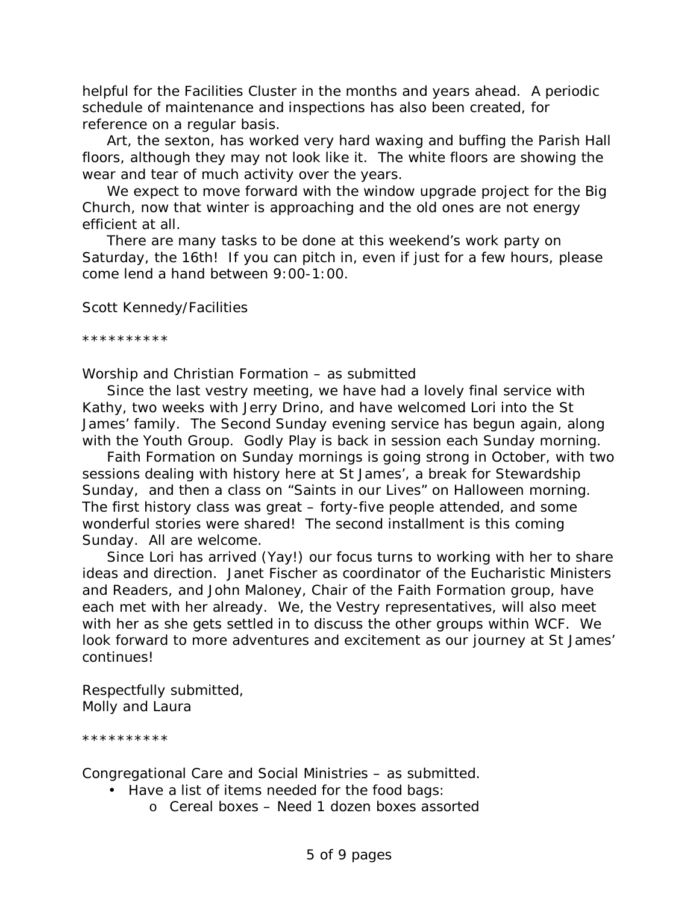helpful for the Facilities Cluster in the months and years ahead. A periodic schedule of maintenance and inspections has also been created, for reference on a regular basis.

Art, the sexton, has worked very hard waxing and buffing the Parish Hall floors, although they may not look like it. The white floors are showing the wear and tear of much activity over the years.

We expect to move forward with the window upgrade project for the Big Church, now that winter is approaching and the old ones are not energy efficient at all.

There are many tasks to be done at this weekend's work party on Saturday, the 16th! If you can pitch in, even if just for a few hours, please come lend a hand between 9:00-1:00.

Scott Kennedy/Facilities

**********

Worship and Christian Formation – as submitted

Since the last vestry meeting, we have had a lovely final service with Kathy, two weeks with Jerry Drino, and have welcomed Lori into the St James' family. The Second Sunday evening service has begun again, along with the Youth Group. Godly Play is back in session each Sunday morning.

Faith Formation on Sunday mornings is going strong in October, with two sessions dealing with history here at St James', a break for Stewardship Sunday, and then a class on "Saints in our Lives" on Halloween morning. The first history class was great – forty-five people attended, and some wonderful stories were shared! The second installment is this coming Sunday. All are welcome.

Since Lori has arrived (Yay!) our focus turns to working with her to share ideas and direction. Janet Fischer as coordinator of the Eucharistic Ministers and Readers, and John Maloney, Chair of the Faith Formation group, have each met with her already. We, the Vestry representatives, will also meet with her as she gets settled in to discuss the other groups within WCF. We look forward to more adventures and excitement as our journey at St James' continues!

Respectfully submitted,
Molly and Laura

**********

Congregational Care and Social Ministries – as submitted.

- Have a list of items needed for the food bags:
  - Cereal boxes – Need 1 dozen boxes assorted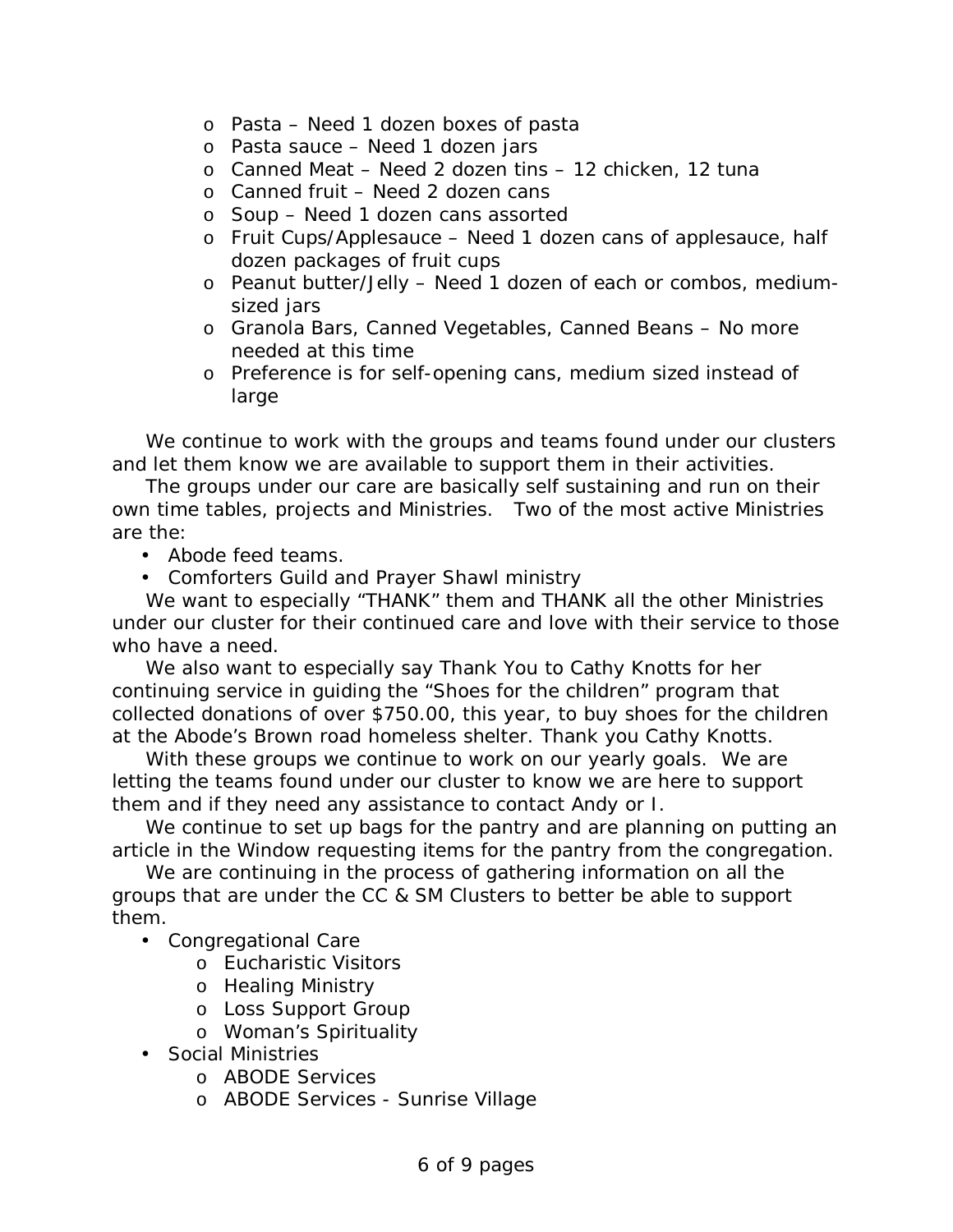- Pasta – Need 1 dozen boxes of pasta
- Pasta sauce – Need 1 dozen jars
- Canned Meat – Need 2 dozen tins – 12 chicken, 12 tuna
- Canned fruit – Need 2 dozen cans
- Soup – Need 1 dozen cans assorted
- Fruit Cups/Applesauce – Need 1 dozen cans of applesauce, half dozen packages of fruit cups
- Peanut butter/Jelly – Need 1 dozen of each or combos, medium-sized jars
- Granola Bars, Canned Vegetables, Canned Beans – No more needed at this time
- Preference is for self-opening cans, medium sized instead of large

We continue to work with the groups and teams found under our clusters and let them know we are available to support them in their activities.

The groups under our care are basically self sustaining and run on their own time tables, projects and Ministries. Two of the most active Ministries are the:

- Abode feed teams.
- Comforters Guild and Prayer Shawl ministry

We want to especially "THANK" them and THANK all the other Ministries under our cluster for their continued care and love with their service to those who have a need.

We also want to especially say Thank You to Cathy Knotts for her continuing service in guiding the "Shoes for the children" program that collected donations of over $750.00, this year, to buy shoes for the children at the Abode's Brown road homeless shelter. Thank you Cathy Knotts.

With these groups we continue to work on our yearly goals. We are letting the teams found under our cluster to know we are here to support them and if they need any assistance to contact Andy or I.

We continue to set up bags for the pantry and are planning on putting an article in the Window requesting items for the pantry from the congregation.

We are continuing in the process of gathering information on all the groups that are under the CC & SM Clusters to better be able to support them.

- Congregational Care
  - Eucharistic Visitors
  - Healing Ministry
  - Loss Support Group
  - Woman's Spirituality
- Social Ministries
  - ABODE Services
  - ABODE Services - Sunrise Village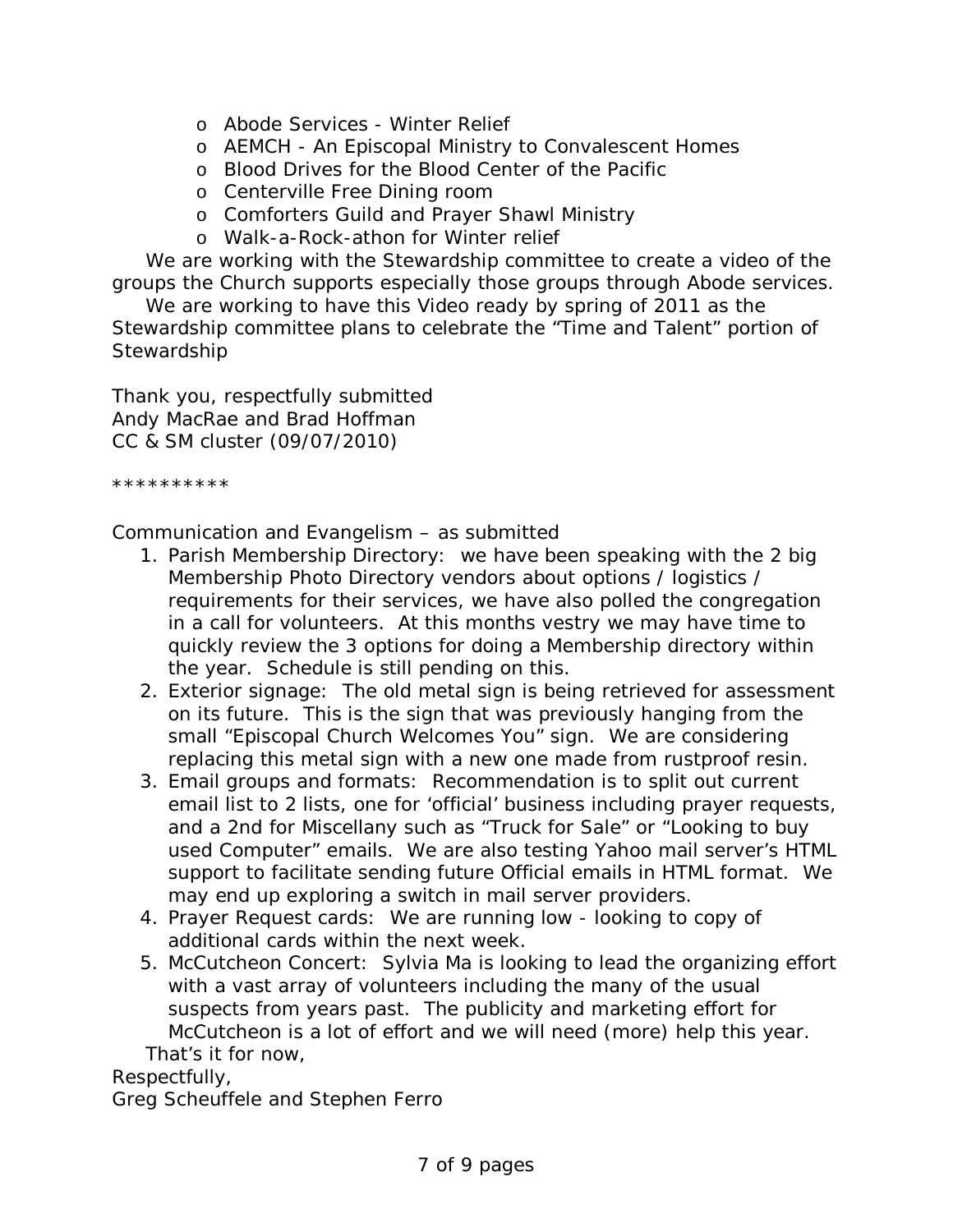- Abode Services - Winter Relief
- AEMCH - An Episcopal Ministry to Convalescent Homes
- Blood Drives for the Blood Center of the Pacific
- Centerville Free Dining room
- Comforters Guild and Prayer Shawl Ministry
- Walk-a-Rock-athon for Winter relief

We are working with the Stewardship committee to create a video of the groups the Church supports especially those groups through Abode services.

We are working to have this Video ready by spring of 2011 as the Stewardship committee plans to celebrate the "Time and Talent" portion of Stewardship

Thank you, respectfully submitted
Andy MacRae and Brad Hoffman
CC & SM cluster (09/07/2010)

**********

Communication and Evangelism – as submitted

1. Parish Membership Directory: we have been speaking with the 2 big Membership Photo Directory vendors about options / logistics / requirements for their services, we have also polled the congregation in a call for volunteers. At this months vestry we may have time to quickly review the 3 options for doing a Membership directory within the year. Schedule is still pending on this.
2. Exterior signage: The old metal sign is being retrieved for assessment on its future. This is the sign that was previously hanging from the small "Episcopal Church Welcomes You" sign. We are considering replacing this metal sign with a new one made from rustproof resin.
3. Email groups and formats: Recommendation is to split out current email list to 2 lists, one for 'official' business including prayer requests, and a 2nd for Miscellany such as "Truck for Sale" or "Looking to buy used Computer" emails. We are also testing Yahoo mail server's HTML support to facilitate sending future Official emails in HTML format. We may end up exploring a switch in mail server providers.
4. Prayer Request cards: We are running low - looking to copy of additional cards within the next week.
5. McCutcheon Concert: Sylvia Ma is looking to lead the organizing effort with a vast array of volunteers including the many of the usual suspects from years past. The publicity and marketing effort for McCutcheon is a lot of effort and we will need (more) help this year.

That's it for now,

Respectfully,
Greg Scheuffele and Stephen Ferro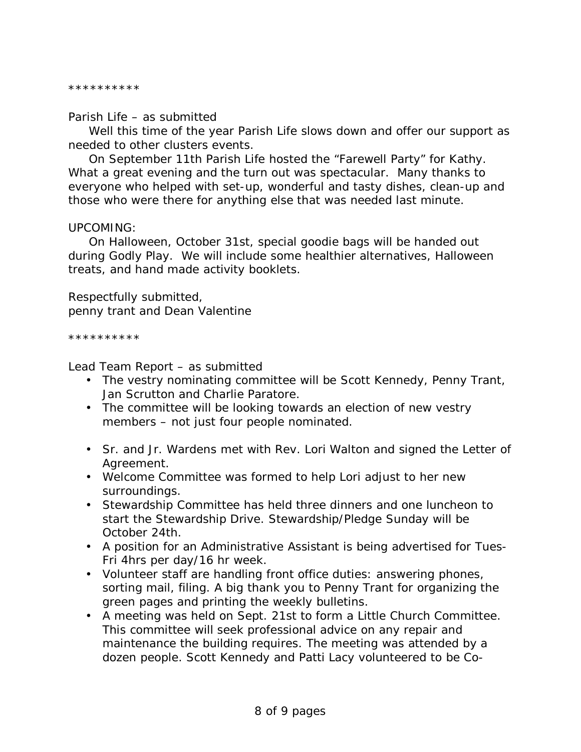**********

Parish Life – as submitted

Well this time of the year Parish Life slows down and offer our support as needed to other clusters events.

On September 11th Parish Life hosted the “Farewell Party” for Kathy. What a great evening and the turn out was spectacular. Many thanks to everyone who helped with set-up, wonderful and tasty dishes, clean-up and those who were there for anything else that was needed last minute.

UPCOMING:

On Halloween, October 31st, special goodie bags will be handed out during Godly Play. We will include some healthier alternatives, Halloween treats, and hand made activity booklets.

Respectfully submitted,
penny trant and Dean Valentine

**********

Lead Team Report – as submitted

- The vestry nominating committee will be Scott Kennedy, Penny Trant, Jan Scrutton and Charlie Paratore.
- The committee will be looking towards an election of new vestry members – not just four people nominated.

- Sr. and Jr. Wardens met with Rev. Lori Walton and signed the Letter of Agreement.
- Welcome Committee was formed to help Lori adjust to her new surroundings.
- Stewardship Committee has held three dinners and one luncheon to start the Stewardship Drive. Stewardship/Pledge Sunday will be October 24th.
- A position for an Administrative Assistant is being advertised for Tues-Fri 4hrs per day/16 hr week.
- Volunteer staff are handling front office duties: answering phones, sorting mail, filing. A big thank you to Penny Trant for organizing the green pages and printing the weekly bulletins.
- A meeting was held on Sept. 21st to form a Little Church Committee. This committee will seek professional advice on any repair and maintenance the building requires. The meeting was attended by a dozen people. Scott Kennedy and Patti Lacy volunteered to be Co-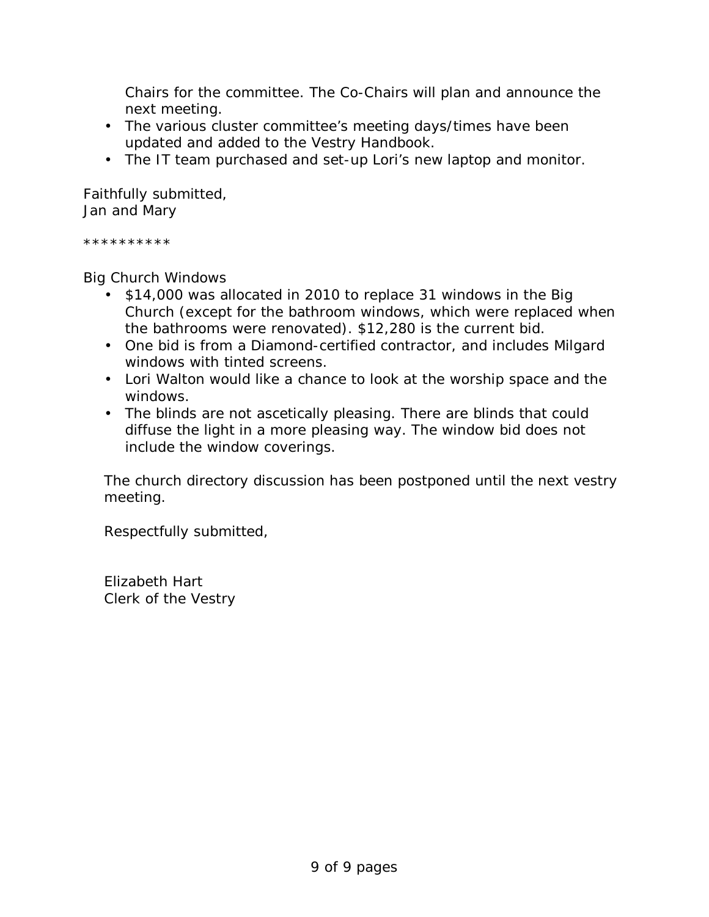Chairs for the committee. The Co-Chairs will plan and announce the next meeting.

- The various cluster committee's meeting days/times have been updated and added to the Vestry Handbook.
- The IT team purchased and set-up Lori's new laptop and monitor.

Faithfully submitted,
Jan and Mary

**********

Big Church Windows

- $14,000 was allocated in 2010 to replace 31 windows in the Big Church (except for the bathroom windows, which were replaced when the bathrooms were renovated). $12,280 is the current bid.
- One bid is from a Diamond-certified contractor, and includes Milgard windows with tinted screens.
- Lori Walton would like a chance to look at the worship space and the windows.
- The blinds are not ascetically pleasing. There are blinds that could diffuse the light in a more pleasing way. The window bid does not include the window coverings.

The church directory discussion has been postponed until the next vestry meeting.

Respectfully submitted,

Elizabeth Hart
Clerk of the Vestry